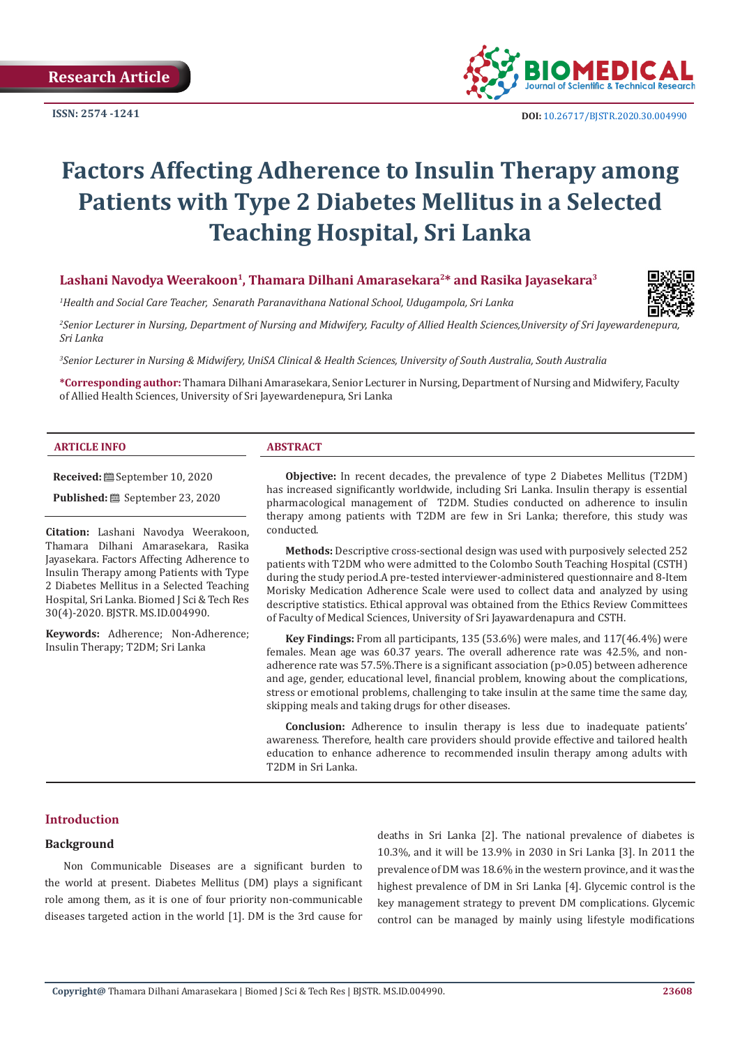Research Article

ISSN: 2574 -1241

DOI: 10.26717/BJSTR.2020.30.004990

# Factors Affecting Adherence to Insulin Therapy among Patients with Type 2 Diabetes Mellitus in a Selected Teaching Hospital, Sri Lanka

**Lashani Navodya Weerakoon[1], Thamara Dilhani Amarasekara[2]* and Rasika Jayasekara[3]**

*[1]Health and Social Care Teacher, Senarath Paranavithana National School, Udugampola, Sri Lanka*

*[2]Senior Lecturer in Nursing, Department of Nursing and Midwifery, Faculty of Allied Health Sciences,University of Sri Jayewardenepura, Sri Lanka*

*[3]Senior Lecturer in Nursing & Midwifery, UniSA Clinical & Health Sciences, University of South Australia, South Australia*

**\*Corresponding author:** Thamara Dilhani Amarasekara, Senior Lecturer in Nursing, Department of Nursing and Midwifery, Faculty of Allied Health Sciences, University of Sri Jayewardenepura, Sri Lanka

## ARTICLE INFO

**Received:** September 10, 2020

**Published:** September 23, 2020

**Citation:** Lashani Navodya Weerakoon, Thamara Dilhani Amarasekara, Rasika Jayasekara. Factors Affecting Adherence to Insulin Therapy among Patients with Type 2 Diabetes Mellitus in a Selected Teaching Hospital, Sri Lanka. Biomed J Sci & Tech Res 30(4)-2020. BJSTR. MS.ID.004990.

**Keywords:** Adherence; Non-Adherence; Insulin Therapy; T2DM; Sri Lanka

## ABSTRACT

**Objective:** In recent decades, the prevalence of type 2 Diabetes Mellitus (T2DM) has increased significantly worldwide, including Sri Lanka. Insulin therapy is essential pharmacological management of T2DM. Studies conducted on adherence to insulin therapy among patients with T2DM are few in Sri Lanka; therefore, this study was conducted.

**Methods:** Descriptive cross-sectional design was used with purposively selected 252 patients with T2DM who were admitted to the Colombo South Teaching Hospital (CSTH) during the study period.A pre-tested interviewer-administered questionnaire and 8-Item Morisky Medication Adherence Scale were used to collect data and analyzed by using descriptive statistics. Ethical approval was obtained from the Ethics Review Committees of Faculty of Medical Sciences, University of Sri Jayawardenapura and CSTH.

**Key Findings:** From all participants, 135 (53.6%) were males, and 117(46.4%) were females. Mean age was 60.37 years. The overall adherence rate was 42.5%, and non-adherence rate was 57.5%.There is a significant association ($p>0.05$) between adherence and age, gender, educational level, financial problem, knowing about the complications, stress or emotional problems, challenging to take insulin at the same time the same day, skipping meals and taking drugs for other diseases.

**Conclusion:** Adherence to insulin therapy is less due to inadequate patients' awareness. Therefore, health care providers should provide effective and tailored health education to enhance adherence to recommended insulin therapy among adults with T2DM in Sri Lanka.

## Introduction

### Background

Non Communicable Diseases are a significant burden to the world at present. Diabetes Mellitus (DM) plays a significant role among them, as it is one of four priority non-communicable diseases targeted action in the world [1]. DM is the 3rd cause for deaths in Sri Lanka [2]. The national prevalence of diabetes is 10.3%, and it will be 13.9% in 2030 in Sri Lanka [3]. In 2011 the prevalence of DM was 18.6% in the western province, and it was the highest prevalence of DM in Sri Lanka [4]. Glycemic control is the key management strategy to prevent DM complications. Glycemic control can be managed by mainly using lifestyle modifications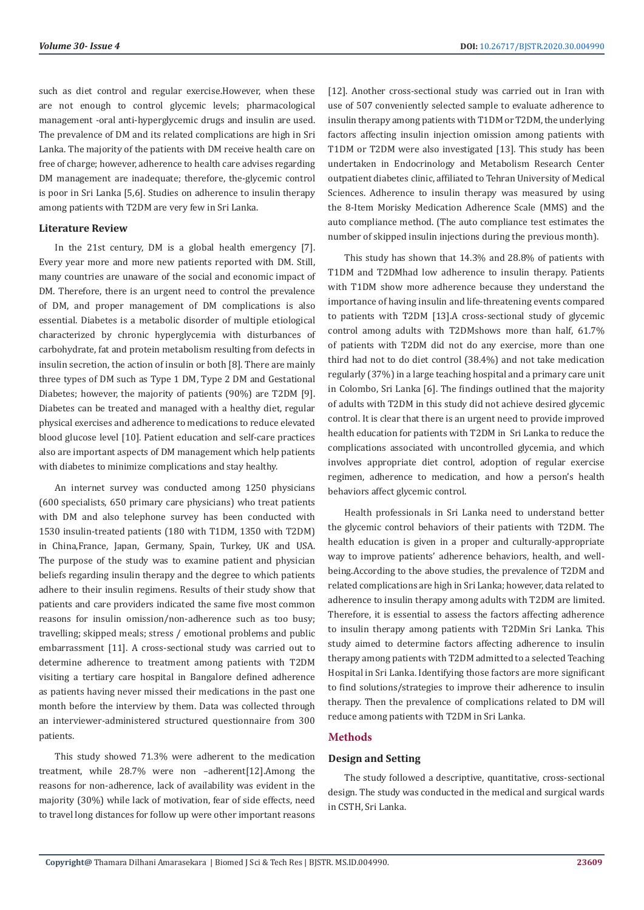such as diet control and regular exercise.However, when these are not enough to control glycemic levels; pharmacological management -oral anti-hyperglycemic drugs and insulin are used. The prevalence of DM and its related complications are high in Sri Lanka. The majority of the patients with DM receive health care on free of charge; however, adherence to health care advises regarding DM management are inadequate; therefore, the-glycemic control is poor in Sri Lanka [5,6]. Studies on adherence to insulin therapy among patients with T2DM are very few in Sri Lanka.

### Literature Review

In the 21st century, DM is a global health emergency [7]. Every year more and more new patients reported with DM. Still, many countries are unaware of the social and economic impact of DM. Therefore, there is an urgent need to control the prevalence of DM, and proper management of DM complications is also essential. Diabetes is a metabolic disorder of multiple etiological characterized by chronic hyperglycemia with disturbances of carbohydrate, fat and protein metabolism resulting from defects in insulin secretion, the action of insulin or both [8]. There are mainly three types of DM such as Type 1 DM, Type 2 DM and Gestational Diabetes; however, the majority of patients (90%) are T2DM [9]. Diabetes can be treated and managed with a healthy diet, regular physical exercises and adherence to medications to reduce elevated blood glucose level [10]. Patient education and self-care practices also are important aspects of DM management which help patients with diabetes to minimize complications and stay healthy.

An internet survey was conducted among 1250 physicians (600 specialists, 650 primary care physicians) who treat patients with DM and also telephone survey has been conducted with 1530 insulin-treated patients (180 with T1DM, 1350 with T2DM) in China,France, Japan, Germany, Spain, Turkey, UK and USA. The purpose of the study was to examine patient and physician beliefs regarding insulin therapy and the degree to which patients adhere to their insulin regimens. Results of their study show that patients and care providers indicated the same five most common reasons for insulin omission/non-adherence such as too busy; travelling; skipped meals; stress / emotional problems and public embarrassment [11]. A cross-sectional study was carried out to determine adherence to treatment among patients with T2DM visiting a tertiary care hospital in Bangalore defined adherence as patients having never missed their medications in the past one month before the interview by them. Data was collected through an interviewer-administered structured questionnaire from 300 patients.

This study showed 71.3% were adherent to the medication treatment, while 28.7% were non –adherent[12].Among the reasons for non-adherence, lack of availability was evident in the majority (30%) while lack of motivation, fear of side effects, need to travel long distances for follow up were other important reasons [12]. Another cross-sectional study was carried out in Iran with use of 507 conveniently selected sample to evaluate adherence to insulin therapy among patients with T1DM or T2DM, the underlying factors affecting insulin injection omission among patients with T1DM or T2DM were also investigated [13]. This study has been undertaken in Endocrinology and Metabolism Research Center outpatient diabetes clinic, affiliated to Tehran University of Medical Sciences. Adherence to insulin therapy was measured by using the 8-Item Morisky Medication Adherence Scale (MMS) and the auto compliance method. (The auto compliance test estimates the number of skipped insulin injections during the previous month).

This study has shown that 14.3% and 28.8% of patients with T1DM and T2DMhad low adherence to insulin therapy. Patients with T1DM show more adherence because they understand the importance of having insulin and life-threatening events compared to patients with T2DM [13].A cross-sectional study of glycemic control among adults with T2DMshows more than half, 61.7% of patients with T2DM did not do any exercise, more than one third had not to do diet control (38.4%) and not take medication regularly (37%) in a large teaching hospital and a primary care unit in Colombo, Sri Lanka [6]. The findings outlined that the majority of adults with T2DM in this study did not achieve desired glycemic control. It is clear that there is an urgent need to provide improved health education for patients with T2DM in Sri Lanka to reduce the complications associated with uncontrolled glycemia, and which involves appropriate diet control, adoption of regular exercise regimen, adherence to medication, and how a person's health behaviors affect glycemic control.

Health professionals in Sri Lanka need to understand better the glycemic control behaviors of their patients with T2DM. The health education is given in a proper and culturally-appropriate way to improve patients' adherence behaviors, health, and well-being.According to the above studies, the prevalence of T2DM and related complications are high in Sri Lanka; however, data related to adherence to insulin therapy among adults with T2DM are limited. Therefore, it is essential to assess the factors affecting adherence to insulin therapy among patients with T2DMin Sri Lanka. This study aimed to determine factors affecting adherence to insulin therapy among patients with T2DM admitted to a selected Teaching Hospital in Sri Lanka. Identifying those factors are more significant to find solutions/strategies to improve their adherence to insulin therapy. Then the prevalence of complications related to DM will reduce among patients with T2DM in Sri Lanka.

## Methods

### Design and Setting

The study followed a descriptive, quantitative, cross-sectional design. The study was conducted in the medical and surgical wards in CSTH, Sri Lanka.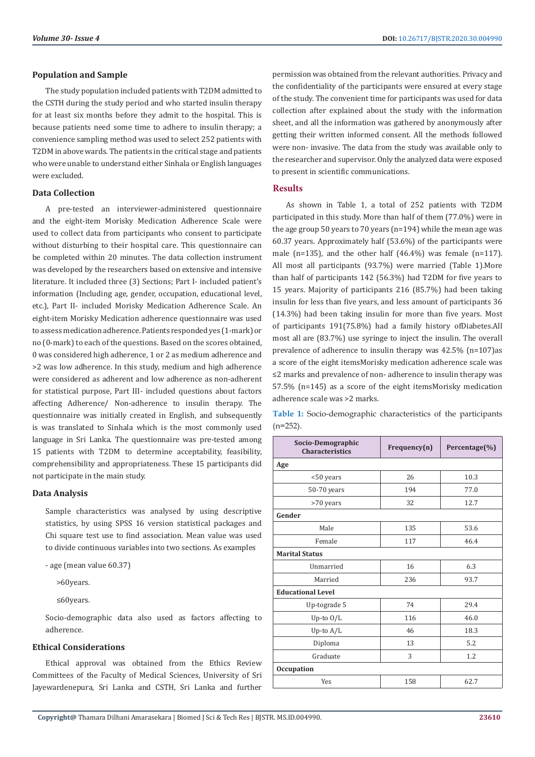### Population and Sample

The study population included patients with T2DM admitted to the CSTH during the study period and who started insulin therapy for at least six months before they admit to the hospital. This is because patients need some time to adhere to insulin therapy; a convenience sampling method was used to select 252 patients with T2DM in above wards. The patients in the critical stage and patients who were unable to understand either Sinhala or English languages were excluded.

### Data Collection

A pre-tested an interviewer-administered questionnaire and the eight-item Morisky Medication Adherence Scale were used to collect data from participants who consent to participate without disturbing to their hospital care. This questionnaire can be completed within 20 minutes. The data collection instrument was developed by the researchers based on extensive and intensive literature. It included three (3) Sections; Part I- included patient's information (Including age, gender, occupation, educational level, etc.), Part II- included Morisky Medication Adherence Scale. An eight-item Morisky Medication adherence questionnaire was used to assess medication adherence. Patients responded yes (1-mark) or no (0-mark) to each of the questions. Based on the scores obtained, 0 was considered high adherence, 1 or 2 as medium adherence and >2 was low adherence. In this study, medium and high adherence were considered as adherent and low adherence as non-adherent for statistical purpose, Part III- included questions about factors affecting Adherence/ Non-adherence to insulin therapy. The questionnaire was initially created in English, and subsequently is was translated to Sinhala which is the most commonly used language in Sri Lanka. The questionnaire was pre-tested among 15 patients with T2DM to determine acceptability, feasibility, comprehensibility and appropriateness. These 15 participants did not participate in the main study.

### Data Analysis

Sample characteristics was analysed by using descriptive statistics, by using SPSS 16 version statistical packages and Chi square test use to find association. Mean value was used to divide continuous variables into two sections. As examples

- age (mean value 60.37)

>60years.

≤60years.

Socio-demographic data also used as factors affecting to adherence.

### Ethical Considerations

Ethical approval was obtained from the Ethics Review Committees of the Faculty of Medical Sciences, University of Sri Jayewardenepura, Sri Lanka and CSTH, Sri Lanka and further permission was obtained from the relevant authorities. Privacy and the confidentiality of the participants were ensured at every stage of the study. The convenient time for participants was used for data collection after explained about the study with the information sheet, and all the information was gathered by anonymously after getting their written informed consent. All the methods followed were non- invasive. The data from the study was available only to the researcher and supervisor. Only the analyzed data were exposed to present in scientific communications.

## Results

As shown in Table 1, a total of 252 patients with T2DM participated in this study. More than half of them (77.0%) were in the age group 50 years to 70 years (n=194) while the mean age was 60.37 years. Approximately half (53.6%) of the participants were male (n=135), and the other half (46.4%) was female (n=117). All most all participants (93.7%) were married (Table 1).More than half of participants 142 (56.3%) had T2DM for five years to 15 years. Majority of participants 216 (85.7%) had been taking insulin for less than five years, and less amount of participants 36 (14.3%) had been taking insulin for more than five years. Most of participants 191(75.8%) had a family history ofDiabetes.All most all are (83.7%) use syringe to inject the insulin. The overall prevalence of adherence to insulin therapy was 42.5% (n=107)as a score of the eight itemsMorisky medication adherence scale was ≤2 marks and prevalence of non- adherence to insulin therapy was 57.5% (n=145) as a score of the eight itemsMorisky medication adherence scale was >2 marks.

**Table 1:** Socio-demographic characteristics of the participants (n=252).

| Socio-Demographic Characteristics | Frequency(n) | Percentage(%) |
|---|---|---|
| **Age** | | |
| <50 years | 26 | 10.3 |
| 50-70 years | 194 | 77.0 |
| >70 years | 32 | 12.7 |
| **Gender** | | |
| Male | 135 | 53.6 |
| Female | 117 | 46.4 |
| **Marital Status** | | |
| Unmarried | 16 | 6.3 |
| Married | 236 | 93.7 |
| **Educational Level** | | |
| Up-tograde 5 | 74 | 29.4 |
| Up-to O/L | 116 | 46.0 |
| Up-to A/L | 46 | 18.3 |
| Diploma | 13 | 5.2 |
| Graduate | 3 | 1.2 |
| **Occupation** | | |
| Yes | 158 | 62.7 |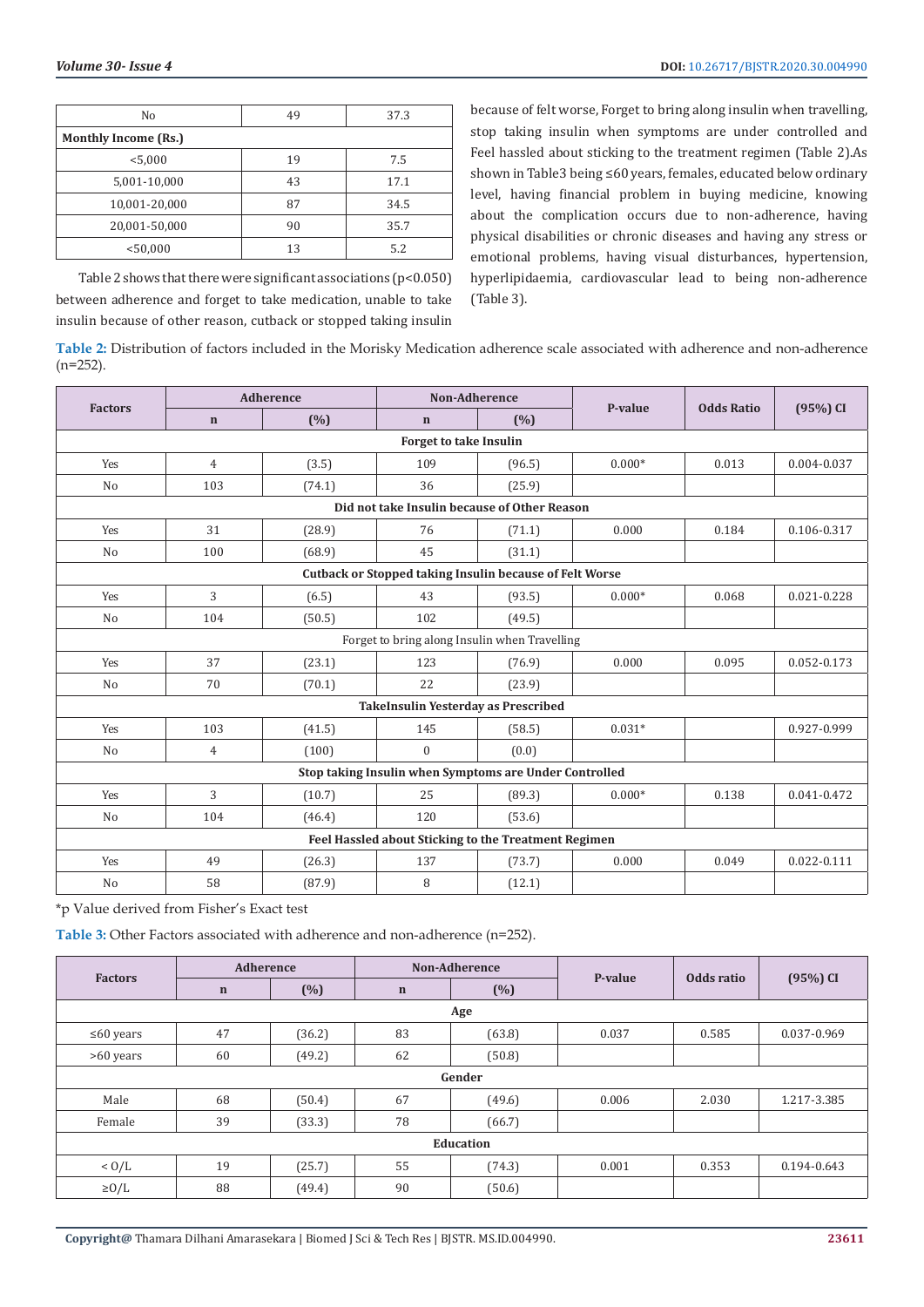| No | 49 | 37.3 |
|---|---|---|
| **Monthly Income (Rs.)** | | |
| <5,000 | 19 | 7.5 |
| 5,001-10,000 | 43 | 17.1 |
| 10,001-20,000 | 87 | 34.5 |
| 20,001-50,000 | 90 | 35.7 |
| <50,000 | 13 | 5.2 |

Table 2 shows that there were significant associations (p<0.050) between adherence and forget to take medication, unable to take insulin because of other reason, cutback or stopped taking insulin because of felt worse, Forget to bring along insulin when travelling, stop taking insulin when symptoms are under controlled and Feel hassled about sticking to the treatment regimen (Table 2).As shown in Table3 being ≤60 years, females, educated below ordinary level, having financial problem in buying medicine, knowing about the complication occurs due to non-adherence, having physical disabilities or chronic diseases and having any stress or emotional problems, having visual disturbances, hypertension, hyperlipidaemia, cardiovascular lead to being non-adherence (Table 3).

**Table 2:** Distribution of factors included in the Morisky Medication adherence scale associated with adherence and non-adherence (n=252).

| Factors | Adherence | | Non-Adherence | | P-value | Odds Ratio | (95%) CI |
|---|---|---|---|---|---|---|---|
| | n | (%) | n | (%) | | | |
| **Forget to take Insulin** | | | | | | | |
| Yes | 4 | (3.5) | 109 | (96.5) | 0.000* | 0.013 | 0.004-0.037 |
| No | 103 | (74.1) | 36 | (25.9) | | | |
| **Did not take Insulin because of Other Reason** | | | | | | | |
| Yes | 31 | (28.9) | 76 | (71.1) | 0.000 | 0.184 | 0.106-0.317 |
| No | 100 | (68.9) | 45 | (31.1) | | | |
| **Cutback or Stopped taking Insulin because of Felt Worse** | | | | | | | |
| Yes | 3 | (6.5) | 43 | (93.5) | 0.000* | 0.068 | 0.021-0.228 |
| No | 104 | (50.5) | 102 | (49.5) | | | |
| Forget to bring along Insulin when Travelling | | | | | | | |
| Yes | 37 | (23.1) | 123 | (76.9) | 0.000 | 0.095 | 0.052-0.173 |
| No | 70 | (70.1) | 22 | (23.9) | | | |
| **TakeInsulin Yesterday as Prescribed** | | | | | | | |
| Yes | 103 | (41.5) | 145 | (58.5) | 0.031* | | 0.927-0.999 |
| No | 4 | (100) | 0 | (0.0) | | | |
| **Stop taking Insulin when Symptoms are Under Controlled** | | | | | | | |
| Yes | 3 | (10.7) | 25 | (89.3) | 0.000* | 0.138 | 0.041-0.472 |
| No | 104 | (46.4) | 120 | (53.6) | | | |
| **Feel Hassled about Sticking to the Treatment Regimen** | | | | | | | |
| Yes | 49 | (26.3) | 137 | (73.7) | 0.000 | 0.049 | 0.022-0.111 |
| No | 58 | (87.9) | 8 | (12.1) | | | |

*p Value derived from Fisher's Exact test

**Table 3:** Other Factors associated with adherence and non-adherence (n=252).

| Factors | Adherence | | Non-Adherence | | P-value | Odds ratio | (95%) CI |
|---|---|---|---|---|---|---|---|
| | n | (%) | n | (%) | | | |
| **Age** | | | | | | | |
| ≤60 years | 47 | (36.2) | 83 | (63.8) | 0.037 | 0.585 | 0.037-0.969 |
| >60 years | 60 | (49.2) | 62 | (50.8) | | | |
| **Gender** | | | | | | | |
| Male | 68 | (50.4) | 67 | (49.6) | 0.006 | 2.030 | 1.217-3.385 |
| Female | 39 | (33.3) | 78 | (66.7) | | | |
| **Education** | | | | | | | |
| < O/L | 19 | (25.7) | 55 | (74.3) | 0.001 | 0.353 | 0.194-0.643 |
| ≥O/L | 88 | (49.4) | 90 | (50.6) | | | |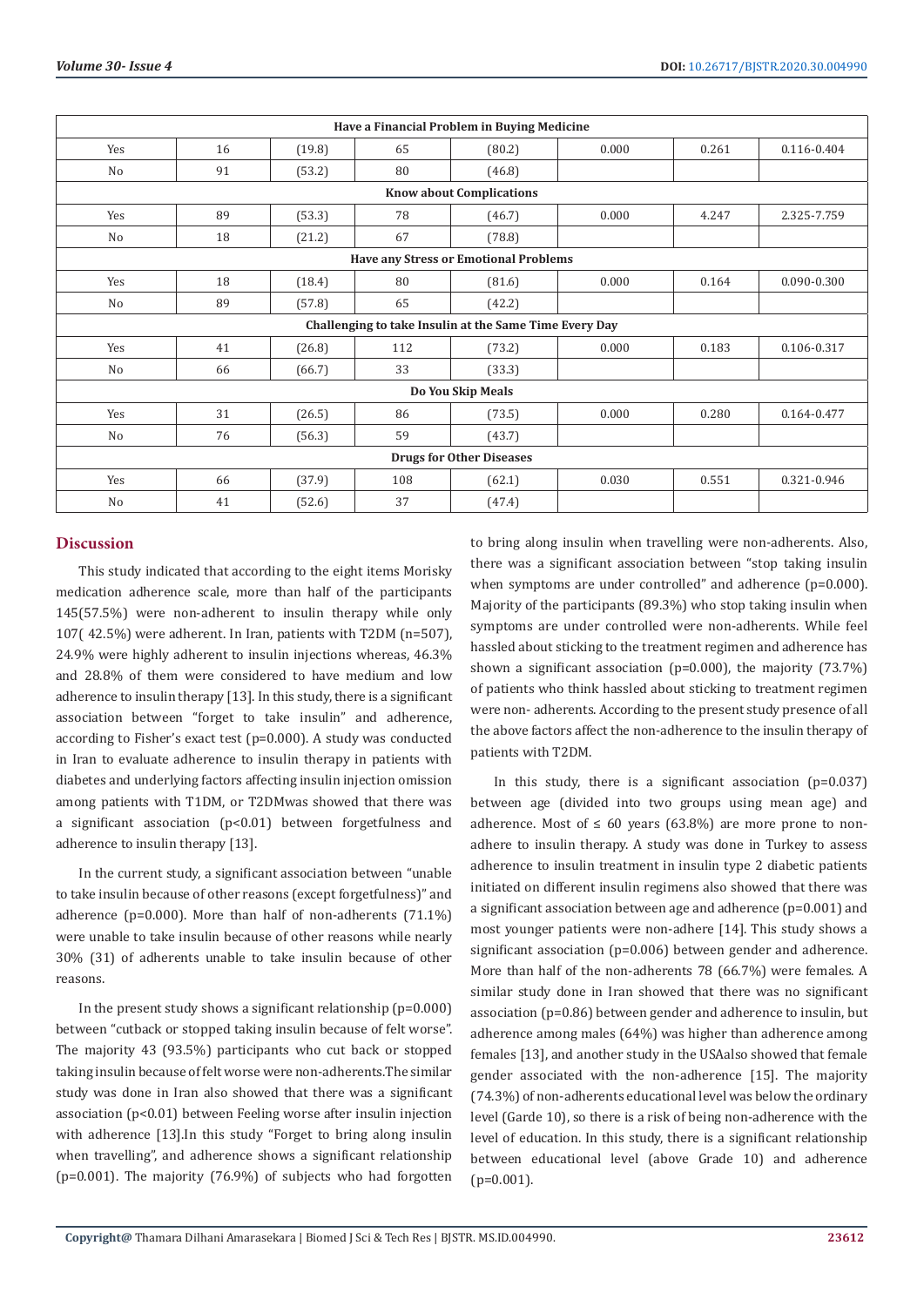| | | | | | | | |
|---|---|---|---|---|---|---|---|
| **Have a Financial Problem in Buying Medicine** | | | | | | | |
| Yes | 16 | (19.8) | 65 | (80.2) | 0.000 | 0.261 | 0.116-0.404 |
| No | 91 | (53.2) | 80 | (46.8) | | | |
| **Know about Complications** | | | | | | | |
| Yes | 89 | (53.3) | 78 | (46.7) | 0.000 | 4.247 | 2.325-7.759 |
| No | 18 | (21.2) | 67 | (78.8) | | | |
| **Have any Stress or Emotional Problems** | | | | | | | |
| Yes | 18 | (18.4) | 80 | (81.6) | 0.000 | 0.164 | 0.090-0.300 |
| No | 89 | (57.8) | 65 | (42.2) | | | |
| **Challenging to take Insulin at the Same Time Every Day** | | | | | | | |
| Yes | 41 | (26.8) | 112 | (73.2) | 0.000 | 0.183 | 0.106-0.317 |
| No | 66 | (66.7) | 33 | (33.3) | | | |
| **Do You Skip Meals** | | | | | | | |
| Yes | 31 | (26.5) | 86 | (73.5) | 0.000 | 0.280 | 0.164-0.477 |
| No | 76 | (56.3) | 59 | (43.7) | | | |
| **Drugs for Other Diseases** | | | | | | | |
| Yes | 66 | (37.9) | 108 | (62.1) | 0.030 | 0.551 | 0.321-0.946 |
| No | 41 | (52.6) | 37 | (47.4) | | | |

## Discussion

This study indicated that according to the eight items Morisky medication adherence scale, more than half of the participants 145(57.5%) were non-adherent to insulin therapy while only 107( 42.5%) were adherent. In Iran, patients with T2DM (n=507), 24.9% were highly adherent to insulin injections whereas, 46.3% and 28.8% of them were considered to have medium and low adherence to insulin therapy [13]. In this study, there is a significant association between "forget to take insulin" and adherence, according to Fisher's exact test (p=0.000). A study was conducted in Iran to evaluate adherence to insulin therapy in patients with diabetes and underlying factors affecting insulin injection omission among patients with T1DM, or T2DMwas showed that there was a significant association (p<0.01) between forgetfulness and adherence to insulin therapy [13].

In the current study, a significant association between "unable to take insulin because of other reasons (except forgetfulness)" and adherence (p=0.000). More than half of non-adherents (71.1%) were unable to take insulin because of other reasons while nearly 30% (31) of adherents unable to take insulin because of other reasons.

In the present study shows a significant relationship (p=0.000) between "cutback or stopped taking insulin because of felt worse". The majority 43 (93.5%) participants who cut back or stopped taking insulin because of felt worse were non-adherents.The similar study was done in Iran also showed that there was a significant association (p<0.01) between Feeling worse after insulin injection with adherence [13].In this study "Forget to bring along insulin when travelling", and adherence shows a significant relationship (p=0.001). The majority (76.9%) of subjects who had forgotten to bring along insulin when travelling were non-adherents. Also, there was a significant association between "stop taking insulin when symptoms are under controlled" and adherence (p=0.000). Majority of the participants (89.3%) who stop taking insulin when symptoms are under controlled were non-adherents. While feel hassled about sticking to the treatment regimen and adherence has shown a significant association (p=0.000), the majority (73.7%) of patients who think hassled about sticking to treatment regimen were non- adherents. According to the present study presence of all the above factors affect the non-adherence to the insulin therapy of patients with T2DM.

In this study, there is a significant association (p=0.037) between age (divided into two groups using mean age) and adherence. Most of ≤ 60 years (63.8%) are more prone to non-adhere to insulin therapy. A study was done in Turkey to assess adherence to insulin treatment in insulin type 2 diabetic patients initiated on different insulin regimens also showed that there was a significant association between age and adherence (p=0.001) and most younger patients were non-adhere [14]. This study shows a significant association (p=0.006) between gender and adherence. More than half of the non-adherents 78 (66.7%) were females. A similar study done in Iran showed that there was no significant association (p=0.86) between gender and adherence to insulin, but adherence among males (64%) was higher than adherence among females [13], and another study in the USAalso showed that female gender associated with the non-adherence [15]. The majority (74.3%) of non-adherents educational level was below the ordinary level (Garde 10), so there is a risk of being non-adherence with the level of education. In this study, there is a significant relationship between educational level (above Grade 10) and adherence (p=0.001).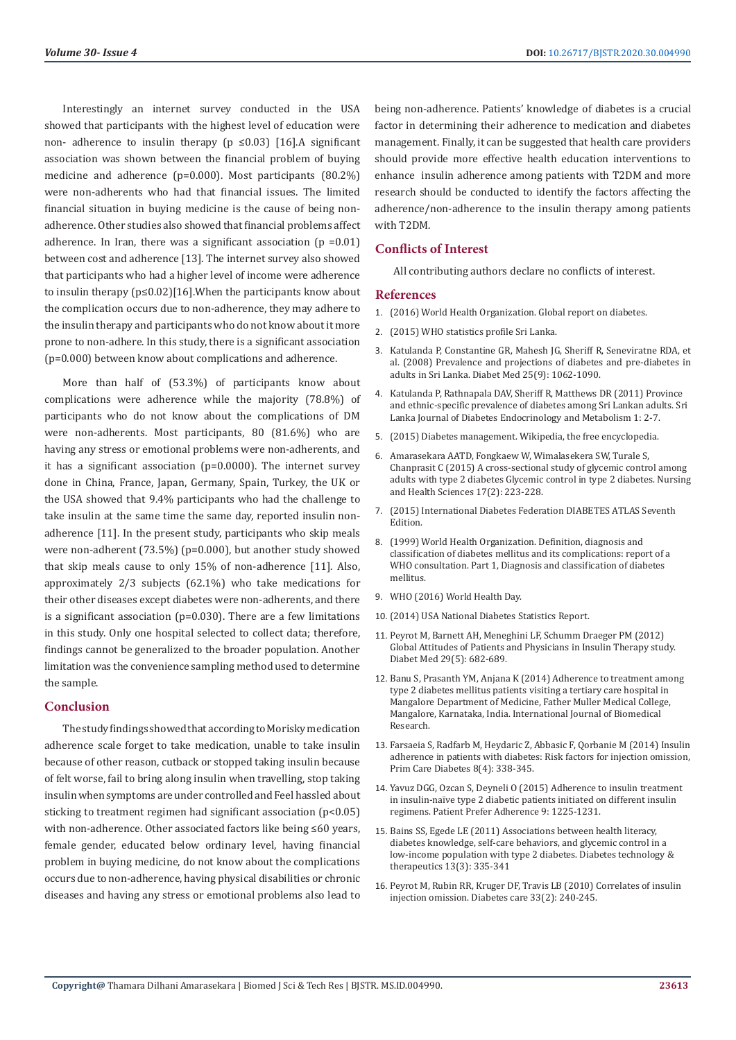Interestingly an internet survey conducted in the USA showed that participants with the highest level of education were non- adherence to insulin therapy ($p \leq 0.03$) [16].A significant association was shown between the financial problem of buying medicine and adherence (p=0.000). Most participants (80.2%) were non-adherents who had that financial issues. The limited financial situation in buying medicine is the cause of being non-adherence. Other studies also showed that financial problems affect adherence. In Iran, there was a significant association (p =0.01) between cost and adherence [13]. The internet survey also showed that participants who had a higher level of income were adherence to insulin therapy ($p \leq 0.02$)[16].When the participants know about the complication occurs due to non-adherence, they may adhere to the insulin therapy and participants who do not know about it more prone to non-adhere. In this study, there is a significant association (p=0.000) between know about complications and adherence.

More than half of (53.3%) of participants know about complications were adherence while the majority (78.8%) of participants who do not know about the complications of DM were non-adherents. Most participants, 80 (81.6%) who are having any stress or emotional problems were non-adherents, and it has a significant association (p=0.0000). The internet survey done in China, France, Japan, Germany, Spain, Turkey, the UK or the USA showed that 9.4% participants who had the challenge to take insulin at the same time the same day, reported insulin non-adherence [11]. In the present study, participants who skip meals were non-adherent (73.5%) (p=0.000), but another study showed that skip meals cause to only 15% of non-adherence [11]. Also, approximately 2/3 subjects (62.1%) who take medications for their other diseases except diabetes were non-adherents, and there is a significant association (p=0.030). There are a few limitations in this study. Only one hospital selected to collect data; therefore, findings cannot be generalized to the broader population. Another limitation was the convenience sampling method used to determine the sample.

## Conclusion

The study findings showed that according to Morisky medication adherence scale forget to take medication, unable to take insulin because of other reason, cutback or stopped taking insulin because of felt worse, fail to bring along insulin when travelling, stop taking insulin when symptoms are under controlled and Feel hassled about sticking to treatment regimen had significant association ($p<0.05$) with non-adherence. Other associated factors like being ≤60 years, female gender, educated below ordinary level, having financial problem in buying medicine, do not know about the complications occurs due to non-adherence, having physical disabilities or chronic diseases and having any stress or emotional problems also lead to being non-adherence. Patients' knowledge of diabetes is a crucial factor in determining their adherence to medication and diabetes management. Finally, it can be suggested that health care providers should provide more effective health education interventions to enhance insulin adherence among patients with T2DM and more research should be conducted to identify the factors affecting the adherence/non-adherence to the insulin therapy among patients with T2DM.

## Conflicts of Interest

All contributing authors declare no conflicts of interest.

## References

1. (2016) World Health Organization. Global report on diabetes.
2. (2015) WHO statistics profile Sri Lanka.
3. Katulanda P, Constantine GR, Mahesh JG, Sheriff R, Seneviratne RDA, et al. (2008) Prevalence and projections of diabetes and pre-diabetes in adults in Sri Lanka. Diabet Med 25(9): 1062-1090.
4. Katulanda P, Rathnapala DAV, Sheriff R, Matthews DR (2011) Province and ethnic-specific prevalence of diabetes among Sri Lankan adults. Sri Lanka Journal of Diabetes Endocrinology and Metabolism 1: 2-7.
5. (2015) Diabetes management. Wikipedia, the free encyclopedia.
6. Amarasekara AATD, Fongkaew W, Wimalasekera SW, Turale S, Chanprasit C (2015) A cross-sectional study of glycemic control among adults with type 2 diabetes Glycemic control in type 2 diabetes. Nursing and Health Sciences 17(2): 223-228.
7. (2015) International Diabetes Federation DIABETES ATLAS Seventh Edition.
8. (1999) World Health Organization. Definition, diagnosis and classification of diabetes mellitus and its complications: report of a WHO consultation. Part 1, Diagnosis and classification of diabetes mellitus.
9. WHO (2016) World Health Day.
10. (2014) USA National Diabetes Statistics Report.
11. Peyrot M, Barnett AH, Meneghini LF, Schumm Draeger PM (2012) Global Attitudes of Patients and Physicians in Insulin Therapy study. Diabet Med 29(5): 682-689.
12. Banu S, Prasanth YM, Anjana K (2014) Adherence to treatment among type 2 diabetes mellitus patients visiting a tertiary care hospital in Mangalore Department of Medicine, Father Muller Medical College, Mangalore, Karnataka, India. International Journal of Biomedical Research.
13. Farsaeia S, Radfarb M, Heydaric Z, Abbasic F, Qorbanie M (2014) Insulin adherence in patients with diabetes: Risk factors for injection omission, Prim Care Diabetes 8(4): 338-345.
14. Yavuz DGG, Ozcan S, Deyneli O (2015) Adherence to insulin treatment in insulin-naïve type 2 diabetic patients initiated on different insulin regimens. Patient Prefer Adherence 9: 1225-1231.
15. Bains SS, Egede LE (2011) Associations between health literacy, diabetes knowledge, self-care behaviors, and glycemic control in a low-income population with type 2 diabetes. Diabetes technology & therapeutics 13(3): 335-341
16. Peyrot M, Rubin RR, Kruger DF, Travis LB (2010) Correlates of insulin injection omission. Diabetes care 33(2): 240-245.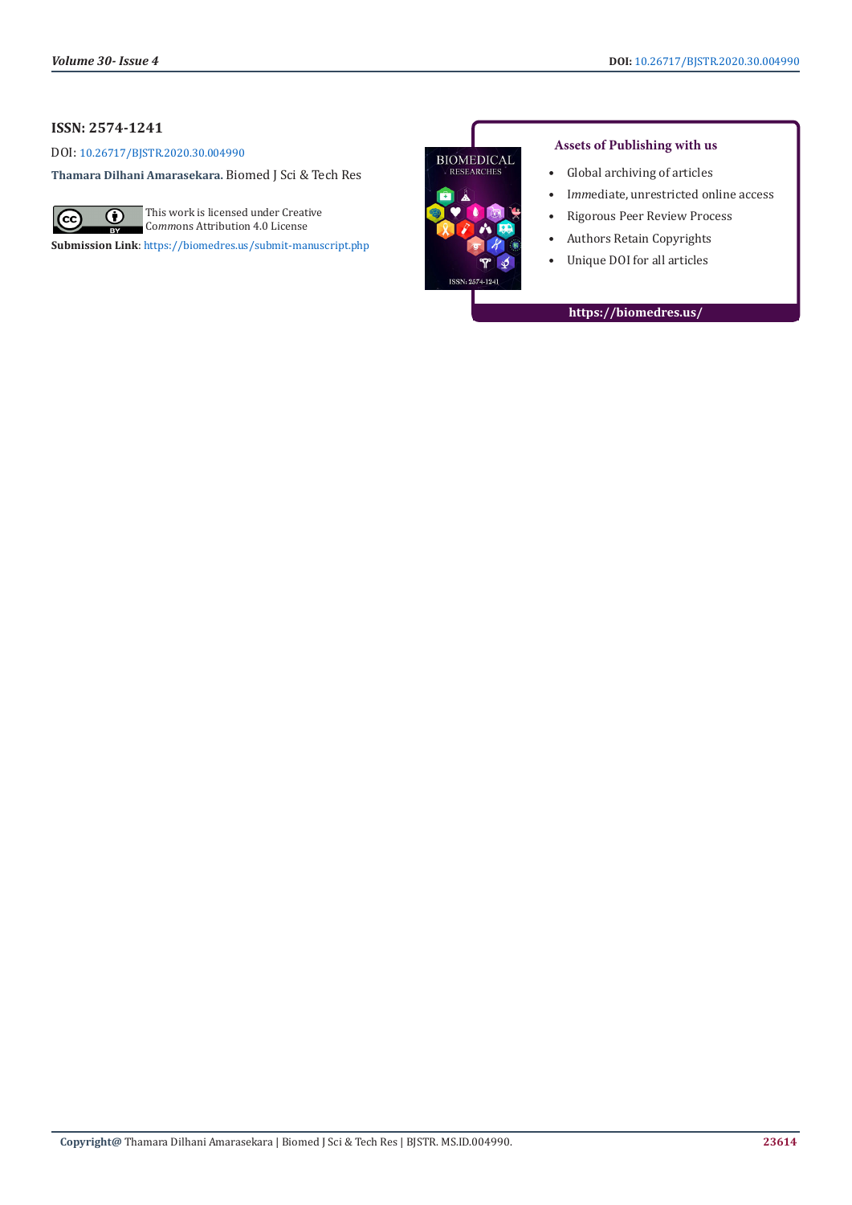**ISSN: 2574-1241**

DOI: 10.26717/BJSTR.2020.30.004990

**Thamara Dilhani Amarasekara.** Biomed J Sci & Tech Res

This work is licensed under Creative Commons Attribution 4.0 License

**Submission Link**: https://biomedres.us/submit-manuscript.php

### Assets of Publishing with us

- Global archiving of articles
- Immediate, unrestricted online access
- Rigorous Peer Review Process
- Authors Retain Copyrights
- Unique DOI for all articles

**https://biomedres.us/**